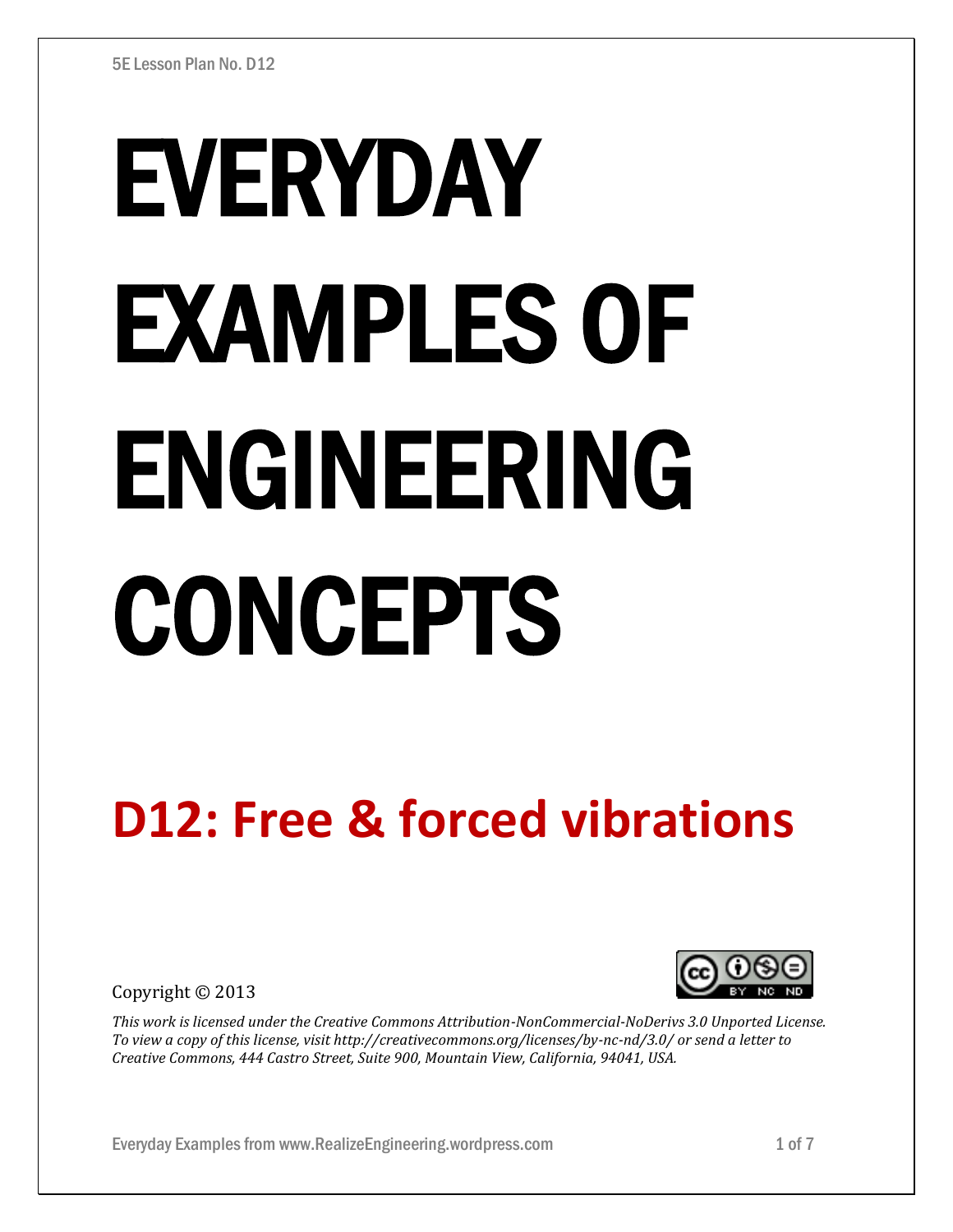# EVERYDAY EXAMPLES OF ENGINEERING CONCEPTS

## D12: Free & forced vibrations

Copyright © 2013

*This work is licensed under the Creative Commons Attribution-NonCommercial-NoDerivs 3.0 Unported License. To view a copy of this license, visit http://creativecommons.org/licenses/by-nc-nd/3.0/ or send a letter to Creative Commons, 444 Castro Street, Suite 900, Mountain View, California, 94041, USA.*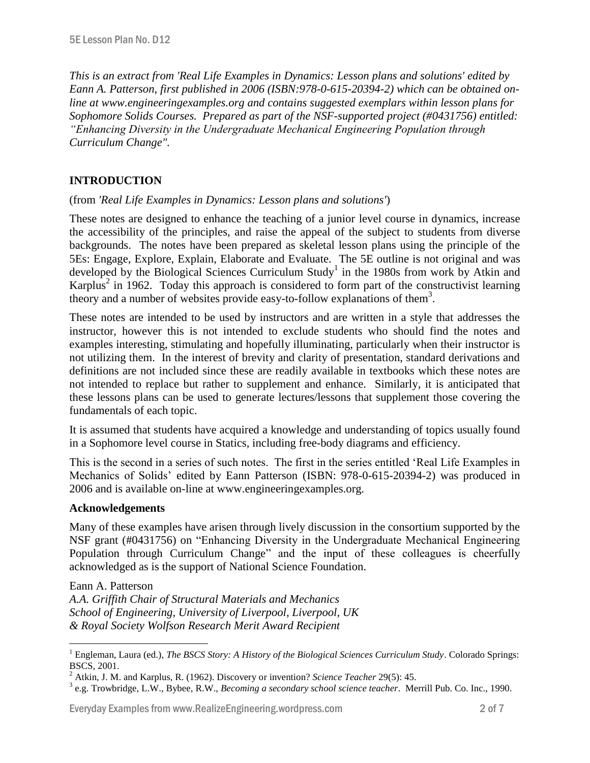*This is an extract from 'Real Life Examples in Dynamics: Lesson plans and solutions' edited by Eann A. Patterson, first published in 2006 (ISBN:978-0-615-20394-2) which can be obtained on-line at www.engineeringexamples.org and contains suggested exemplars within lesson plans for Sophomore Solids Courses. Prepared as part of the NSF-supported project (#0431756) entitled: "Enhancing Diversity in the Undergraduate Mechanical Engineering Population through Curriculum Change".*

## INTRODUCTION

(from *'Real Life Examples in Dynamics: Lesson plans and solutions'*)

These notes are designed to enhance the teaching of a junior level course in dynamics, increase the accessibility of the principles, and raise the appeal of the subject to students from diverse backgrounds. The notes have been prepared as skeletal lesson plans using the principle of the 5Es: Engage, Explore, Explain, Elaborate and Evaluate. The 5E outline is not original and was developed by the Biological Sciences Curriculum Study[1] in the 1980s from work by Atkin and Karplus[2] in 1962. Today this approach is considered to form part of the constructivist learning theory and a number of websites provide easy-to-follow explanations of them[3].

These notes are intended to be used by instructors and are written in a style that addresses the instructor, however this is not intended to exclude students who should find the notes and examples interesting, stimulating and hopefully illuminating, particularly when their instructor is not utilizing them. In the interest of brevity and clarity of presentation, standard derivations and definitions are not included since these are readily available in textbooks which these notes are not intended to replace but rather to supplement and enhance. Similarly, it is anticipated that these lessons plans can be used to generate lectures/lessons that supplement those covering the fundamentals of each topic.

It is assumed that students have acquired a knowledge and understanding of topics usually found in a Sophomore level course in Statics, including free-body diagrams and efficiency.

This is the second in a series of such notes. The first in the series entitled 'Real Life Examples in Mechanics of Solids' edited by Eann Patterson (ISBN: 978-0-615-20394-2) was produced in 2006 and is available on-line at www.engineeringexamples.org.

### Acknowledgements

Many of these examples have arisen through lively discussion in the consortium supported by the NSF grant (#0431756) on "Enhancing Diversity in the Undergraduate Mechanical Engineering Population through Curriculum Change" and the input of these colleagues is cheerfully acknowledged as is the support of National Science Foundation.

Eann A. Patterson
*A.A. Griffith Chair of Structural Materials and Mechanics*
*School of Engineering, University of Liverpool, Liverpool, UK*
*& Royal Society Wolfson Research Merit Award Recipient*

---

[1] Engleman, Laura (ed.), *The BSCS Story: A History of the Biological Sciences Curriculum Study*. Colorado Springs: BSCS, 2001.

[2] Atkin, J. M. and Karplus, R. (1962). Discovery or invention? *Science Teacher* 29(5): 45.

[3] e.g. Trowbridge, L.W., Bybee, R.W., *Becoming a secondary school science teacher*. Merrill Pub. Co. Inc., 1990.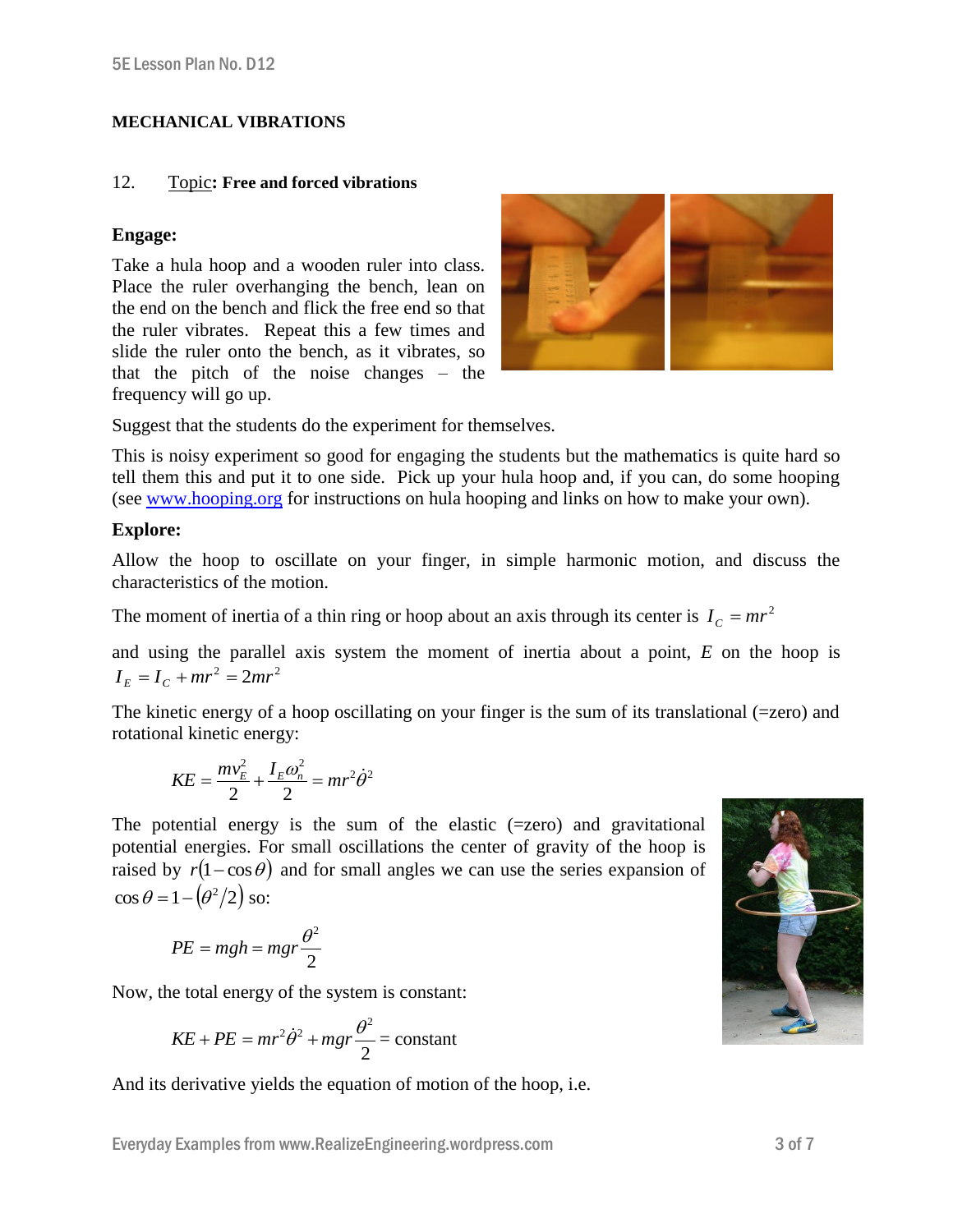**MECHANICAL VIBRATIONS**

12. Topic**: Free and forced vibrations**

**Engage:**

Take a hula hoop and a wooden ruler into class. Place the ruler overhanging the bench, lean on the end on the bench and flick the free end so that the ruler vibrates. Repeat this a few times and slide the ruler onto the bench, as it vibrates, so that the pitch of the noise changes – the frequency will go up.

Suggest that the students do the experiment for themselves.

This is noisy experiment so good for engaging the students but the mathematics is quite hard so tell them this and put it to one side. Pick up your hula hoop and, if you can, do some hooping (see www.hooping.org for instructions on hula hooping and links on how to make your own).

**Explore:**

Allow the hoop to oscillate on your finger, in simple harmonic motion, and discuss the characteristics of the motion.

The moment of inertia of a thin ring or hoop about an axis through its center is $I_C = mr^2$

and using the parallel axis system the moment of inertia about a point, $E$ on the hoop is $I_E = I_C + mr^2 = 2mr^2$

The kinetic energy of a hoop oscillating on your finger is the sum of its translational (=zero) and rotational kinetic energy:

$$KE = \frac{mv_E^2}{2} + \frac{I_E \omega_n^2}{2} = mr^2\dot{\theta}^2$$

The potential energy is the sum of the elastic (=zero) and gravitational potential energies. For small oscillations the center of gravity of the hoop is raised by $r(1-\cos\theta)$ and for small angles we can use the series expansion of $\cos\theta = 1 - (\theta^2/2)$ so:

$$PE = mgh = mgr\frac{\theta^2}{2}$$

Now, the total energy of the system is constant:

$$KE + PE = mr^2\dot{\theta}^2 + mgr\frac{\theta^2}{2} = \text{constant}$$

And its derivative yields the equation of motion of the hoop, i.e.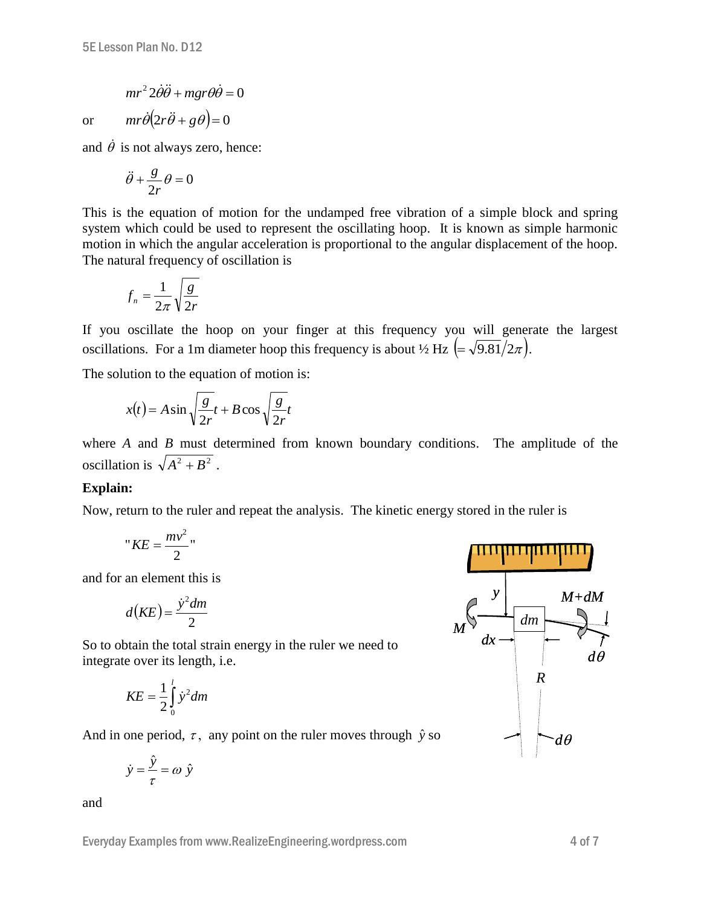$$mr^2 2\dot{\theta}\ddot{\theta} + mgr\theta\dot{\theta} = 0$$

or

$$mr\dot{\theta}\left(2r\ddot{\theta} + g\theta\right) = 0$$

and $\dot{\theta}$ is not always zero, hence:

$$\ddot{\theta} + \frac{g}{2r}\theta = 0$$

This is the equation of motion for the undamped free vibration of a simple block and spring system which could be used to represent the oscillating hoop. It is known as simple harmonic motion in which the angular acceleration is proportional to the angular displacement of the hoop. The natural frequency of oscillation is

$$f_n = \frac{1}{2\pi}\sqrt{\frac{g}{2r}}$$

If you oscillate the hoop on your finger at this frequency you will generate the largest oscillations. For a 1m diameter hoop this frequency is about ½ Hz $\left(= \sqrt{9.81}/2\pi\right)$.

The solution to the equation of motion is:

$$x(t) = A\sin\sqrt{\frac{g}{2r}}t + B\cos\sqrt{\frac{g}{2r}}t$$

where $A$ and $B$ must determined from known boundary conditions. The amplitude of the oscillation is $\sqrt{A^2 + B^2}$ .

**Explain:**

Now, return to the ruler and repeat the analysis. The kinetic energy stored in the ruler is

$$"KE = \frac{mv^2}{2}"$$

and for an element this is

$$d(KE) = \frac{\dot{y}^2 dm}{2}$$

So to obtain the total strain energy in the ruler we need to integrate over its length, i.e.

$$KE = \frac{1}{2}\int_0^l \dot{y}^2 dm$$

And in one period, $\tau$, any point on the ruler moves through $\hat{y}$ so

$$\dot{y} = \frac{\hat{y}}{\tau} = \omega\,\hat{y}$$

and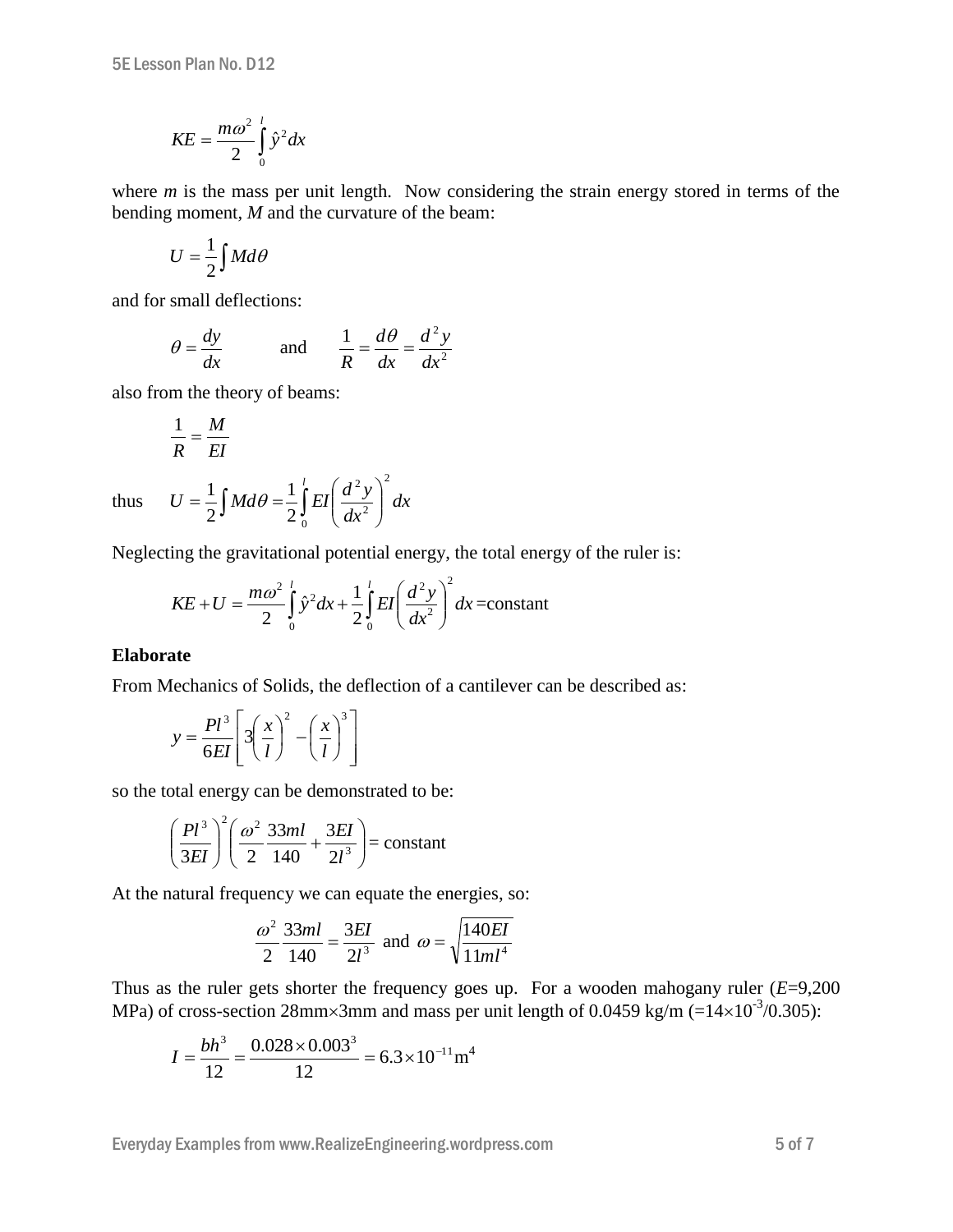$$KE = \frac{m\omega^2}{2}\int_0^l \hat{y}^2 dx$$

where *m* is the mass per unit length. Now considering the strain energy stored in terms of the bending moment, *M* and the curvature of the beam:

$$U = \frac{1}{2}\int M d\theta$$

and for small deflections:

$$\theta = \frac{dy}{dx} \qquad \text{and} \qquad \frac{1}{R} = \frac{d\theta}{dx} = \frac{d^2 y}{dx^2}$$

also from the theory of beams:

$$\frac{1}{R} = \frac{M}{EI}$$

thus $$U = \frac{1}{2}\int M d\theta = \frac{1}{2}\int_0^l EI\left(\frac{d^2 y}{dx^2}\right)^2 dx$$

Neglecting the gravitational potential energy, the total energy of the ruler is:

$$KE + U = \frac{m\omega^2}{2}\int_0^l \hat{y}^2 dx + \frac{1}{2}\int_0^l EI\left(\frac{d^2 y}{dx^2}\right)^2 dx = \text{constant}$$

**Elaborate**

From Mechanics of Solids, the deflection of a cantilever can be described as:

$$y = \frac{Pl^3}{6EI}\left[3\left(\frac{x}{l}\right)^2 - \left(\frac{x}{l}\right)^3\right]$$

so the total energy can be demonstrated to be:

$$\left(\frac{Pl^3}{3EI}\right)^2\left(\frac{\omega^2}{2}\frac{33ml}{140} + \frac{3EI}{2l^3}\right) = \text{constant}$$

At the natural frequency we can equate the energies, so:

$$\frac{\omega^2}{2}\frac{33ml}{140} = \frac{3EI}{2l^3} \text{ and } \omega = \sqrt{\frac{140EI}{11ml^4}}$$

Thus as the ruler gets shorter the frequency goes up. For a wooden mahogany ruler ($E$=9,200 MPa) of cross-section 28mm$\times$3mm and mass per unit length of 0.0459 kg/m (=$14\times10^{-3}$/0.305):

$$I = \frac{bh^3}{12} = \frac{0.028\times0.003^3}{12} = 6.3\times10^{-11}\text{m}^4$$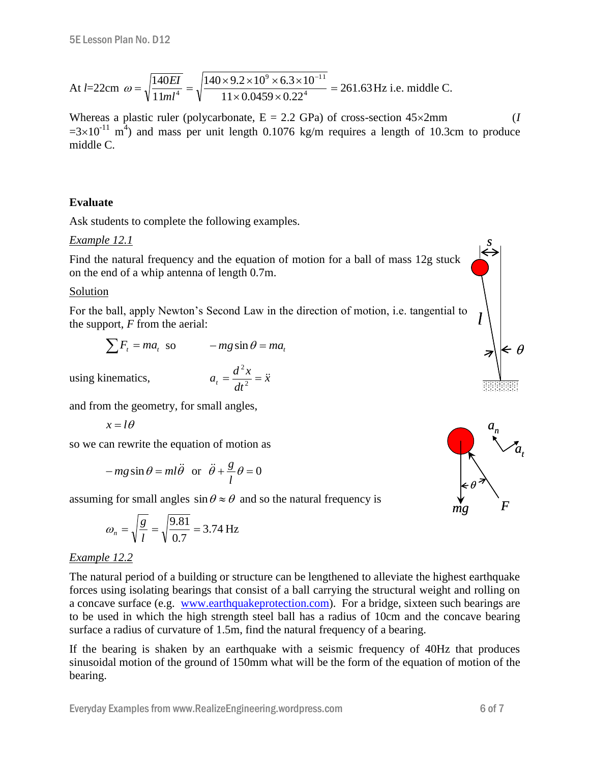At $l$=22cm $\omega = \sqrt{\dfrac{140EI}{11ml^4}} = \sqrt{\dfrac{140 \times 9.2 \times 10^9 \times 6.3 \times 10^{-11}}{11 \times 0.0459 \times 0.22^4}} = 261.63\,\text{Hz}$ i.e. middle C.

Whereas a plastic ruler (polycarbonate, E = 2.2 GPa) of cross-section 45×2mm ($I = 3 \times 10^{-11}$ m$^4$) and mass per unit length 0.1076 kg/m requires a length of 10.3cm to produce middle C.

**Evaluate**

Ask students to complete the following examples.

*Example 12.1*

Find the natural frequency and the equation of motion for a ball of mass 12g stuck on the end of a whip antenna of length 0.7m.

Solution

For the ball, apply Newton's Second Law in the direction of motion, i.e. tangential to the support, $F$ from the aerial:

$$\sum F_t = ma_t \quad \text{so} \qquad -mg\sin\theta = ma_t$$

using kinematics,

$$a_t = \frac{d^2x}{dt^2} = \ddot{x}$$

and from the geometry, for small angles,

$$x = l\theta$$

so we can rewrite the equation of motion as

$$-mg\sin\theta = ml\ddot{\theta} \quad \text{or} \quad \ddot{\theta} + \frac{g}{l}\theta = 0$$

assuming for small angles $\sin\theta \approx \theta$ and so the natural frequency is

$$\omega_n = \sqrt{\frac{g}{l}} = \sqrt{\frac{9.81}{0.7}} = 3.74\,\text{Hz}$$

*Example 12.2*

The natural period of a building or structure can be lengthened to alleviate the highest earthquake forces using isolating bearings that consist of a ball carrying the structural weight and rolling on a concave surface (e.g. www.earthquakeprotection.com). For a bridge, sixteen such bearings are to be used in which the high strength steel ball has a radius of 10cm and the concave bearing surface a radius of curvature of 1.5m, find the natural frequency of a bearing.

If the bearing is shaken by an earthquake with a seismic frequency of 40Hz that produces sinusoidal motion of the ground of 150mm what will be the form of the equation of motion of the bearing.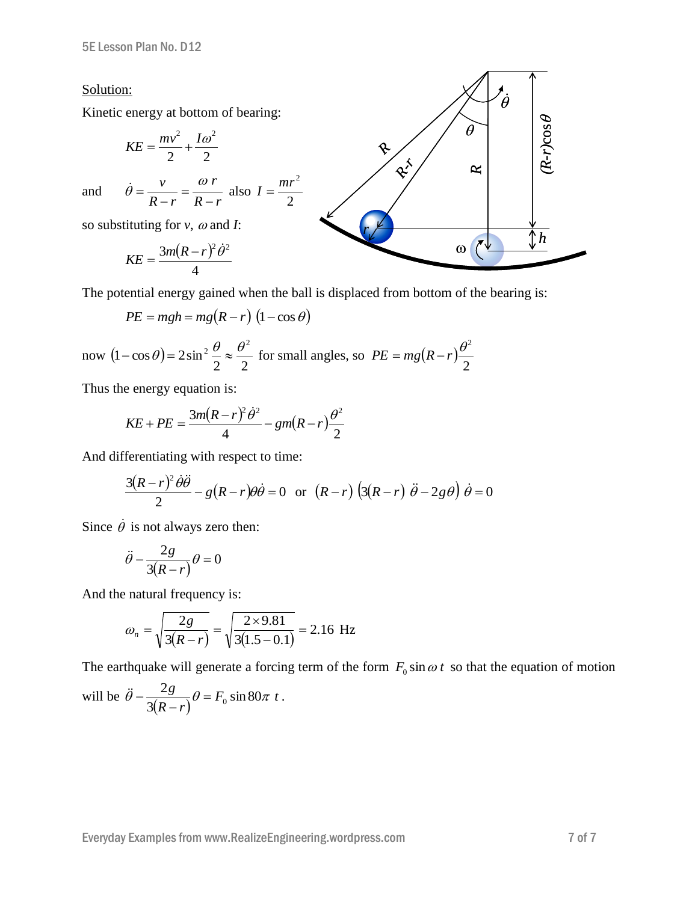Solution:

Kinetic energy at bottom of bearing:

$$KE = \frac{mv^2}{2} + \frac{I\omega^2}{2}$$

and $\dot{\theta} = \frac{v}{R-r} = \frac{\omega\, r}{R-r}$ also $I = \frac{mr^2}{2}$

so substituting for $v$, $\omega$ and $I$:

$$KE = \frac{3m(R-r)^2\dot{\theta}^2}{4}$$

The potential energy gained when the ball is displaced from bottom of the bearing is:

$$PE = mgh = mg(R-r)\,(1-\cos\theta)$$

now $(1-\cos\theta) = 2\sin^2\frac{\theta}{2} \approx \frac{\theta^2}{2}$ for small angles, so $PE = mg(R-r)\frac{\theta^2}{2}$

Thus the energy equation is:

$$KE + PE = \frac{3m(R-r)^2\dot{\theta}^2}{4} - gm(R-r)\frac{\theta^2}{2}$$

And differentiating with respect to time:

$$\frac{3(R-r)^2\dot{\theta}\ddot{\theta}}{2} - g(R-r)\theta\dot{\theta} = 0 \quad \text{or} \quad (R-r)\,\left(3(R-r)\,\ddot{\theta} - 2g\theta\right)\,\dot{\theta} = 0$$

Since $\dot{\theta}$ is not always zero then:

$$\ddot{\theta} - \frac{2g}{3(R-r)}\theta = 0$$

And the natural frequency is:

$$\omega_n = \sqrt{\frac{2g}{3(R-r)}} = \sqrt{\frac{2\times 9.81}{3(1.5-0.1)}} = 2.16\ \text{Hz}$$

The earthquake will generate a forcing term of the form $F_0 \sin\omega\, t$ so that the equation of motion will be $\ddot{\theta} - \frac{2g}{3(R-r)}\theta = F_0 \sin 80\pi\ t$.